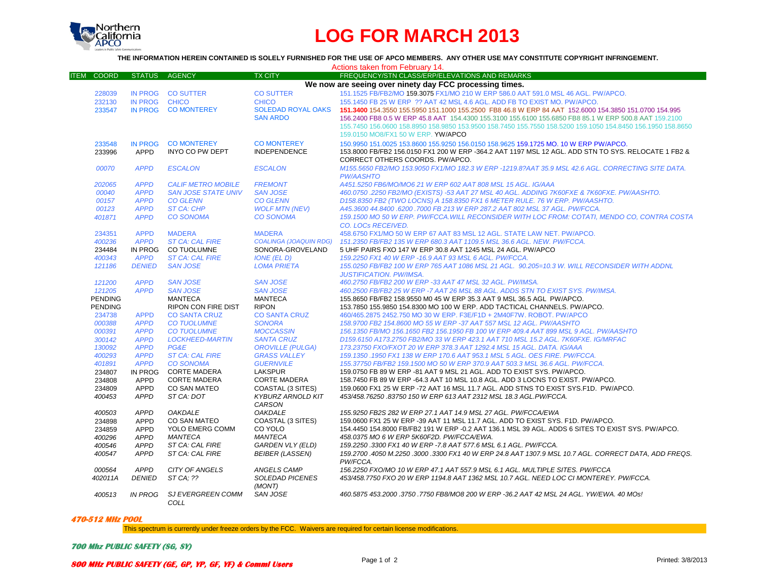# LOG FOR MARCH 2013

**THE INFORMATION HEREIN CONTAINED IS SOLELY FURNISHED FOR THE USE OF APCO MEMBERS. ANY OTHER USE MAY CONSTITUTE COPYRIGHT INFRINGEMENT.**

Actions taken from February 14.

| ITEM | COORD | STATUS | AGENCY | TX CITY | FREQUENCY/STN CLASS/ERP/ELEVATIONS AND REMARKS |
|---|---|---|---|---|---|
| | | | | | **We now are seeing over ninety day FCC processing times.** |
| | 228039 | IN PROG | CO SUTTER | CO SUTTER | 151.1525 FB/FB2/MO 159.3075 FX1/MO 210 W ERP 586.0 AAT 591.0 MSL 46 AGL. PW/APCO. |
| | 232130 | IN PROG | CHICO | CHICO | 155.1450 FB 25 W ERP ?? AAT 42 MSL 4.6 AGL. ADD FB TO EXIST MO. PW/APCO. |
| | 233547 | IN PROG | CO MONTEREY | SOLEDAD ROYAL OAKS SAN ARDO | 151.3400 154.3550 155.5950 151.1000 155.2500 FB8 46.8 W ERP 84 AAT 152.6000 154.3850 151.0700 154.995 156.2400 FB8 0.5 W ERP 45.8 AAT 154.4300 155.3100 155.6100 155.6850 FB8 85.1 W ERP 500.8 AAT 159.2100 155.7450 156.0600 158.8950 159.9850 153.9500 158.7450 155.7550 158.5200 159.1050 154.8450 156.1950 158.8650 159.0150 MO8/FX1 50 W ERP. YW/APCO |
| | 233548 | IN PROG | CO MONTEREY | CO MONTEREY | 150.9950 151.0025 153.8600 155.9250 156.0150 158.9625 159.1725 MO. 10 W ERP PW/APCO. |
| | 233996 | APPD | INYO CO PW DEPT | INDEPENDENCE | 153.8000 FB/FB2 156.0150 FX1 200 W ERP -364.2 AAT 1197 MSL 12 AGL. ADD STN TO SYS. RELOCATE 1 FB2 & CORRECT OTHERS COORDS. PW/APCO. |
| | *00070* | *APPD* | *ESCALON* | *ESCALON* | *M155.5650 FB2/MO 153.9050 FX1/MO 182.3 W ERP -1219.8?AAT 35.9 MSL 42.6 AGL. CORRECTING SITE DATA. PW/AASHTO* |
| | *202065* | *APPD* | *CALIF METRO MOBILE* | *FREMONT* | *A451.5250 FB6/MO/MO6 21 W ERP 602 AAT 808 MSL 15 AGL. IG/AAA* |
| | *00040* | *APPD* | *SAN JOSE STATE UNIV* | *SAN JOSE* | *460.0750 .2250 FB2/MO (EXISTS) -53 AAT 27 MSL 40 AGL. ADDING 7K60FXE & 7K60FXE. PW/AASHTO.* |
| | *00157* | *APPD* | *CO GLENN* | *CO GLENN* | *D158.8350 FB2 (TWO LOCNS) A 158.8350 FX1 6 METER RULE. 76 W ERP. PW/AASHTO.* |
| | *00123* | *APPD* | *ST CA: CHP* | *WOLF MTN (NEV)* | *A45.3600 44.8400 .6200 .7000 FB 213 W ERP 287.2 AAT 802 MSL 37 AGL. PW/FCCA.* |
| | *401871* | *APPD* | *CO SONOMA* | *CO SONOMA* | *159.1500 MO 50 W ERP. PW/FCCA.WILL RECONSIDER WITH LOC FROM: COTATI, MENDO CO, CONTRA COSTA CO. LOCs RECEIVED.* |
| | 234351 | APPD | MADERA | MADERA | 458.6750 FX1/MO 50 W ERP 67 AAT 83 MSL 12 AGL. STATE LAW NET. PW/APCO. |
| | *400236* | *APPD* | *ST CA: CAL FIRE* | *COALINGA (JOAQUIN RDG)* | *151.2350 FB/FB2 135 W ERP 680.3 AAT 1109.5 MSL 36.6 AGL. NEW. PW/FCCA.* |
| | 234484 | IN PROG | CO TUOLUMNE | SONORA-GROVELAND | 5 UHF PAIRS FXO 147 W ERP 30.8 AAT 1245 MSL 24 AGL. PW/APCO |
| | *400343* | *APPD* | *ST CA: CAL FIRE* | *IONE (EL D)* | *159.2250 FX1 40 W ERP -16.9 AAT 93 MSL 6 AGL. PW/FCCA.* |
| | *121186* | *DENIED* | *SAN JOSE* | *LOMA PRIETA* | *155.0250 FB/FB2 100 W ERP 765 AAT 1086 MSL 21 AGL. 90.205=10.3 W. WILL RECONSIDER WITH ADDNL JUSTIFICATION. PW/IMSA.* |
| | *121200* | *APPD* | *SAN JOSE* | *SAN JOSE* | *460.2750 FB/FB2 200 W ERP -33 AAT 47 MSL 32 AGL. PW/IMSA.* |
| | *121205* | *APPD* | *SAN JOSE* | *SAN JOSE* | *460.2500 FB/FB2 25 W ERP -7 AAT 26 MSL 88 AGL. ADDS STN TO EXIST SYS. PW/IMSA.* |
| | PENDING | | MANTECA | MANTECA | 155.8650 FB/FB2 158.9550 M0 45 W ERP 35.3 AAT 9 MSL 36.5 AGL PW/APCO. |
| | PENDING | | RIPON CON FIRE DIST | RIPON | 153.7850 155.9850 154.8300 MO 100 W ERP. ADD TACTICAL CHANNELS. PW/APCO. |
| | 234738 | APPD | CO SANTA CRUZ | CO SANTA CRUZ | 460/465.2875 2452.750 MO 30 W ERP. F3E/F1D + 2M40F7W. ROBOT. PW/APCO |
| | *000388* | *APPD* | *CO TUOLUMNE* | *SONORA* | *158.9700 FB2 154.8600 MO 55 W ERP -37 AAT 557 MSL 12 AGL. PW/AASHTO* |
| | *000391* | *APPD* | *CO TUOLUMNE* | *MOCCASSIN* | *156.1350 FB/MO 156.1650 FB2 156.1950 FB 100 W ERP 409.4 AAT 899 MSL 9 AGL. PW/AASHTO* |
| | *300142* | *APPD* | *LOCKHEED-MARTIN* | *SANTA CRUZ* | *D159.6150 A173.2750 FB2/MO 33 W ERP 423.1 AAT 710 MSL 15.2 AGL. 7K60FXE. IG/MRFAC* |
| | *130092* | *APPD* | *PG&E* | *OROVILLE (PULGA)* | *173.23750 FXO/FXOT 20 W ERP 378.3 AAT 1292.4 MSL 15 AGL. DATA. IG/AAA* |
| | *400293* | *APPD* | *ST CA: CAL FIRE* | *GRASS VALLEY* | *159.1350 .1950 FX1 138 W ERP 170.6 AAT 953.1 MSL 5 AGL. OES FIRE. PW/FCCA.* |
| | *401891* | *APPD* | *CO SONOMA* | *GUERNVILE* | *155.37750 FB/FB2 159.1500 MO 50 W ERP 370.9 AAT 503.3 MSL 36.6 AGL. PW/FCCA.* |
| | 234807 | IN PROG | CORTE MADERA | LAKSPUR | 159.0750 FB 89 W ERP -81 AAT 9 MSL 21 AGL. ADD TO EXIST SYS. PW/APCO. |
| | 234808 | APPD | CORTE MADERA | CORTE MADERA | 158.7450 FB 89 W ERP -64.3 AAT 10 MSL 10.8 AGL. ADD 3 LOCNS TO EXIST. PW/APCO. |
| | 234809 | APPD | CO SAN MATEO | COASTAL (3 SITES) | 159.0600 FX1 25 W ERP -72 AAT 16 MSL 11.7 AGL. ADD STNS TO EXIST SYS.F1D. PW/APCO. |
| | *400453* | *APPD* | *ST CA: DOT* | *KYBURZ ARNOLD KIT CARSON* | *453/458.76250 .83750 150 W ERP 613 AAT 2312 MSL 18.3 AGL.PW/FCCA.* |
| | *400503* | *APPD* | *OAKDALE* | *OAKDALE* | *155.9250 FB2S 282 W ERP 27.1 AAT 14.9 MSL 27 AGL. PW/FCCA/EWA* |
| | 234898 | APPD | CO SAN MATEO | COASTAL (3 SITES) | 159.0600 FX1 25 W ERP -39 AAT 11 MSL 11.7 AGL. ADD TO EXIST SYS. F1D. PW/APCO. |
| | 234859 | APPD | YOLO EMERG COMM | CO YOLO | 154.4450 154.8000 FB/FB2 191 W ERP -0.2 AAT 136.1 MSL 39 AGL. ADDS 6 SITES TO EXIST SYS. PW/APCO. |
| | *400296* | *APPD* | *MANTECA* | *MANTECA* | *458.0375 MO 6 W ERP 5K60F2D. PW/FCCA/EWA.* |
| | *400546* | *APPD* | *ST CA: CAL FIRE* | *GARDEN VLY (ELD)* | *159.2250 .3300 FX1 40 W ERP -7.8 AAT 577.6 MSL 6.1 AGL. PW/FCCA.* |
| | *400547* | *APPD* | *ST CA: CAL FIRE* | *BEIBER (LASSEN)* | *159.2700 .4050 M.2250 .3000 .3300 FX1 40 W ERP 24.8 AAT 1307.9 MSL 10.7 AGL. CORRECT DATA, ADD FREQS. PW/FCCA.* |
| | *000564* | *APPD* | *CITY OF ANGELS* | *ANGELS CAMP* | *156.2250 FXO/MO 10 W ERP 47.1 AAT 557.9 MSL 6.1 AGL. MULTIPLE SITES. PW/FCCA* |
| | *402011A* | *DENIED* | *ST CA; ??* | *SOLEDAD PICENES (MONT)* | *453/458.7750 FXO 20 W ERP 1194.8 AAT 1362 MSL 10.7 AGL. NEED LOC CI MONTEREY. PW/FCCA.* |
| | *400513* | *IN PROG* | *SJ EVERGREEN COMM COLL* | *SAN JOSE* | *460.5875 453.2000 .3750 .7750 FB8/MO8 200 W ERP -36.2 AAT 42 MSL 24 AGL. YW/EWA. 40 MOs!* |

### 470-512 MHz POOL

This spectrum is currently under freeze orders by the FCC. Waivers are required for certain license modifications.

### 700 Mhz PUBLIC SAFETY (SG, SY)

### 800 MHz PUBLIC SAFETY (GE, GP, YP, GF, YF) & Comml Users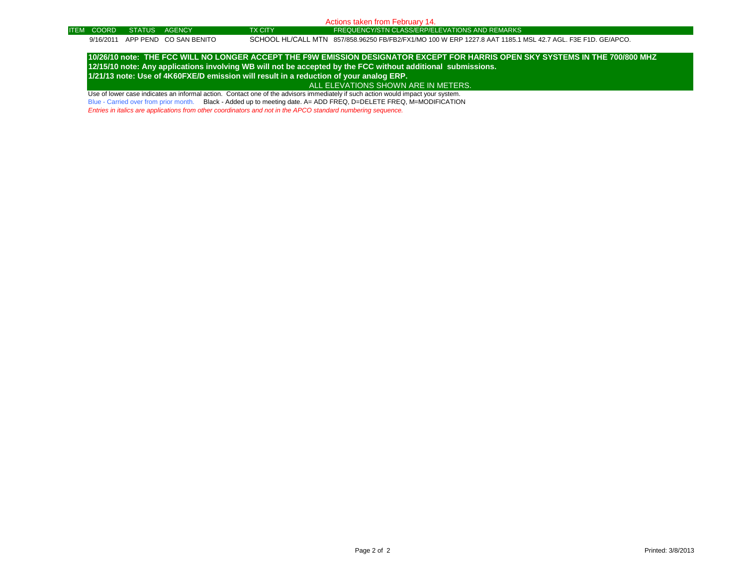Actions taken from February 14.

| ITEM | COORD | STATUS | AGENCY | TX CITY | FREQUENCY/STN CLASS/ERP/ELEVATIONS AND REMARKS |
|---|---|---|---|---|---|
| | 9/16/2011 | APP PEND | CO SAN BENITO | SCHOOL HL/CALL MTN | 857/858.96250 FB/FB2/FX1/MO 100 W ERP 1227.8 AAT 1185.1 MSL 42.7 AGL. F3E F1D. GE/APCO. |

**10/26/10 note: THE FCC WILL NO LONGER ACCEPT THE F9W EMISSION DESIGNATOR EXCEPT FOR HARRIS OPEN SKY SYSTEMS IN THE 700/800 MHZ**

**12/15/10 note: Any applications involving WB will not be accepted by the FCC without additional submissions.**

**1/21/13 note: Use of 4K60FXE/D emission will result in a reduction of your analog ERP.**

ALL ELEVATIONS SHOWN ARE IN METERS.

Use of lower case indicates an informal action. Contact one of the advisors immediately if such action would impact your system.

Blue - Carried over from prior month. Black - Added up to meeting date. A= ADD FREQ, D=DELETE FREQ, M=MODIFICATION

*Entries in italics are applications from other coordinators and not in the APCO standard numbering sequence.*

Printed: 3/8/2013